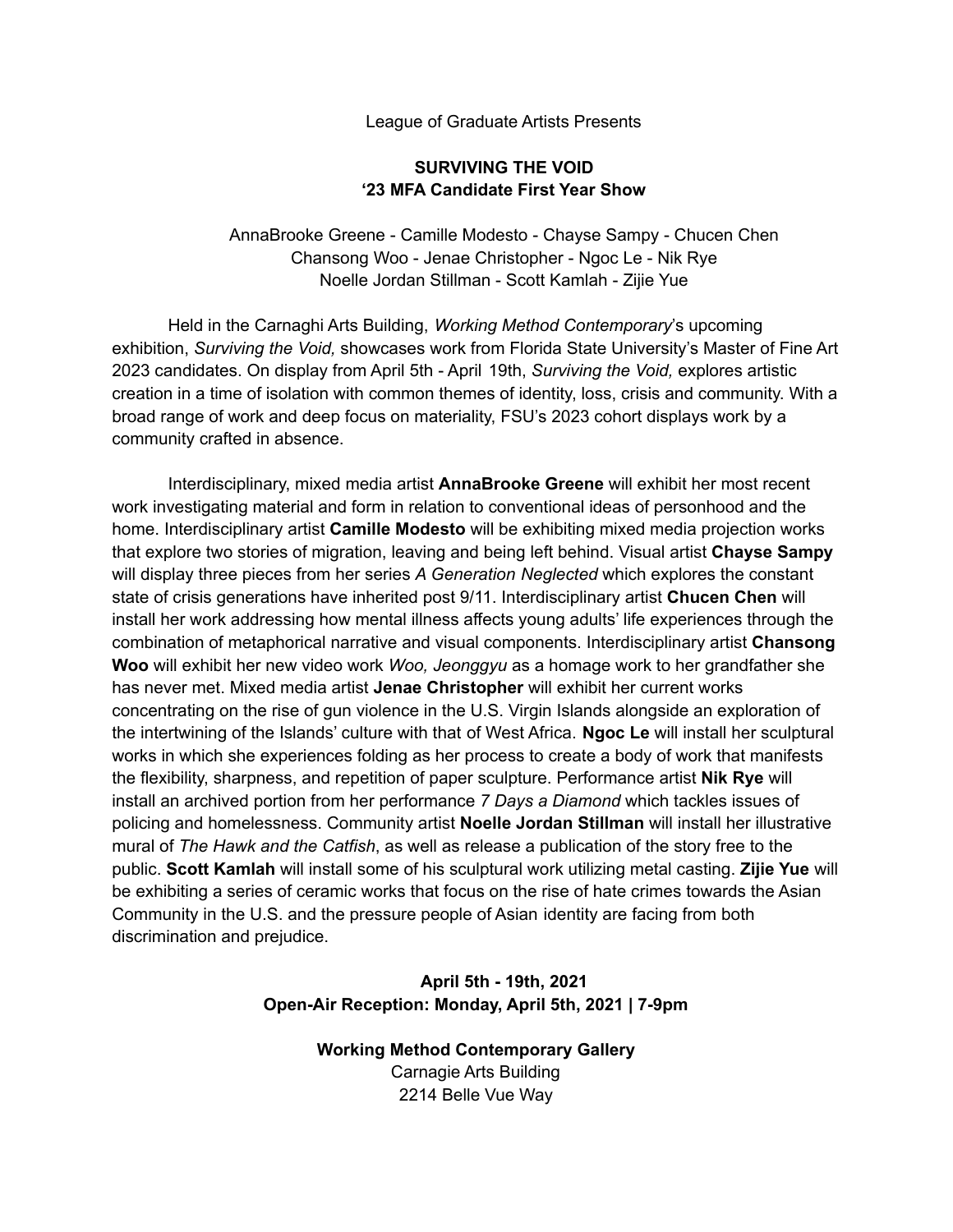League of Graduate Artists Presents

**SURVIVING THE VOID**
**'23 MFA Candidate First Year Show**

AnnaBrooke Greene - Camille Modesto - Chayse Sampy - Chucen Chen
Chansong Woo - Jenae Christopher - Ngoc Le - Nik Rye
Noelle Jordan Stillman - Scott Kamlah - Zijie Yue

Held in the Carnaghi Arts Building, *Working Method Contemporary*'s upcoming exhibition, *Surviving the Void,* showcases work from Florida State University's Master of Fine Art 2023 candidates. On display from April 5th - April 19th, *Surviving the Void,* explores artistic creation in a time of isolation with common themes of identity, loss, crisis and community. With a broad range of work and deep focus on materiality, FSU's 2023 cohort displays work by a community crafted in absence.

Interdisciplinary, mixed media artist **AnnaBrooke Greene** will exhibit her most recent work investigating material and form in relation to conventional ideas of personhood and the home. Interdisciplinary artist **Camille Modesto** will be exhibiting mixed media projection works that explore two stories of migration, leaving and being left behind. Visual artist **Chayse Sampy** will display three pieces from her series *A Generation Neglected* which explores the constant state of crisis generations have inherited post 9/11. Interdisciplinary artist **Chucen Chen** will install her work addressing how mental illness affects young adults' life experiences through the combination of metaphorical narrative and visual components. Interdisciplinary artist **Chansong Woo** will exhibit her new video work *Woo, Jeonggyu* as a homage work to her grandfather she has never met. Mixed media artist **Jenae Christopher** will exhibit her current works concentrating on the rise of gun violence in the U.S. Virgin Islands alongside an exploration of the intertwining of the Islands' culture with that of West Africa. **Ngoc Le** will install her sculptural works in which she experiences folding as her process to create a body of work that manifests the flexibility, sharpness, and repetition of paper sculpture. Performance artist **Nik Rye** will install an archived portion from her performance *7 Days a Diamond* which tackles issues of policing and homelessness. Community artist **Noelle Jordan Stillman** will install her illustrative mural of *The Hawk and the Catfish*, as well as release a publication of the story free to the public. **Scott Kamlah** will install some of his sculptural work utilizing metal casting. **Zijie Yue** will be exhibiting a series of ceramic works that focus on the rise of hate crimes towards the Asian Community in the U.S. and the pressure people of Asian identity are facing from both discrimination and prejudice.

**April 5th - 19th, 2021**
**Open-Air Reception: Monday, April 5th, 2021 | 7-9pm**

**Working Method Contemporary Gallery**
Carnagie Arts Building
2214 Belle Vue Way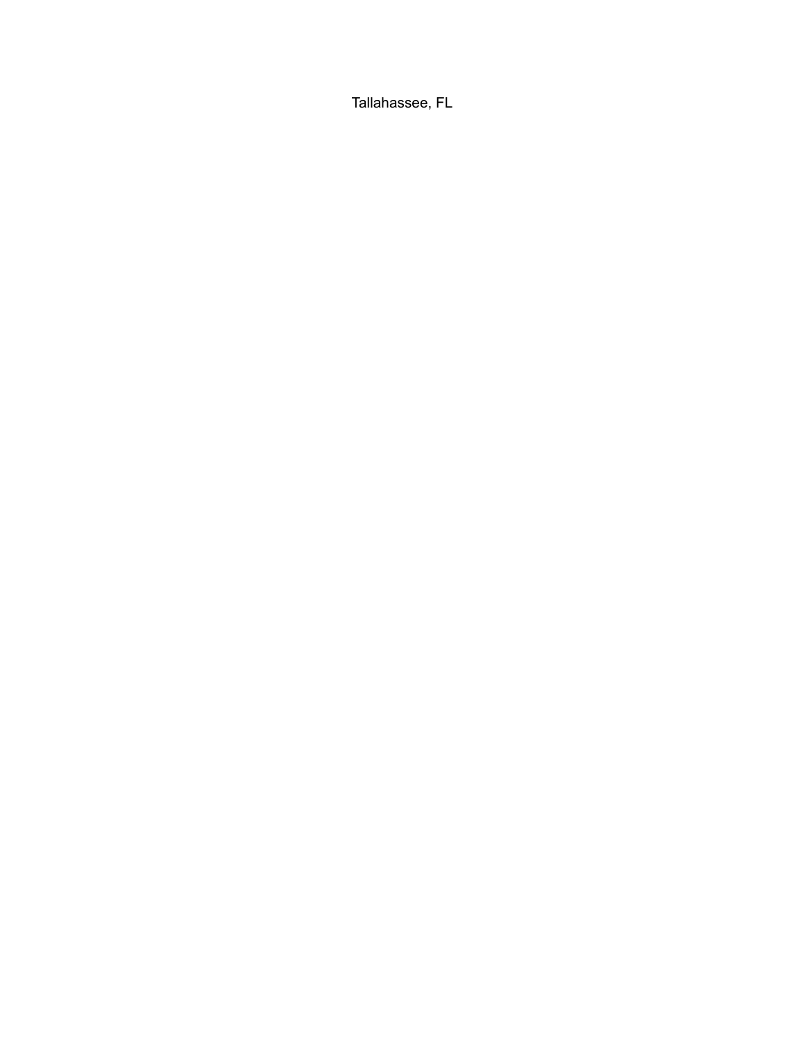Tallahassee, FL